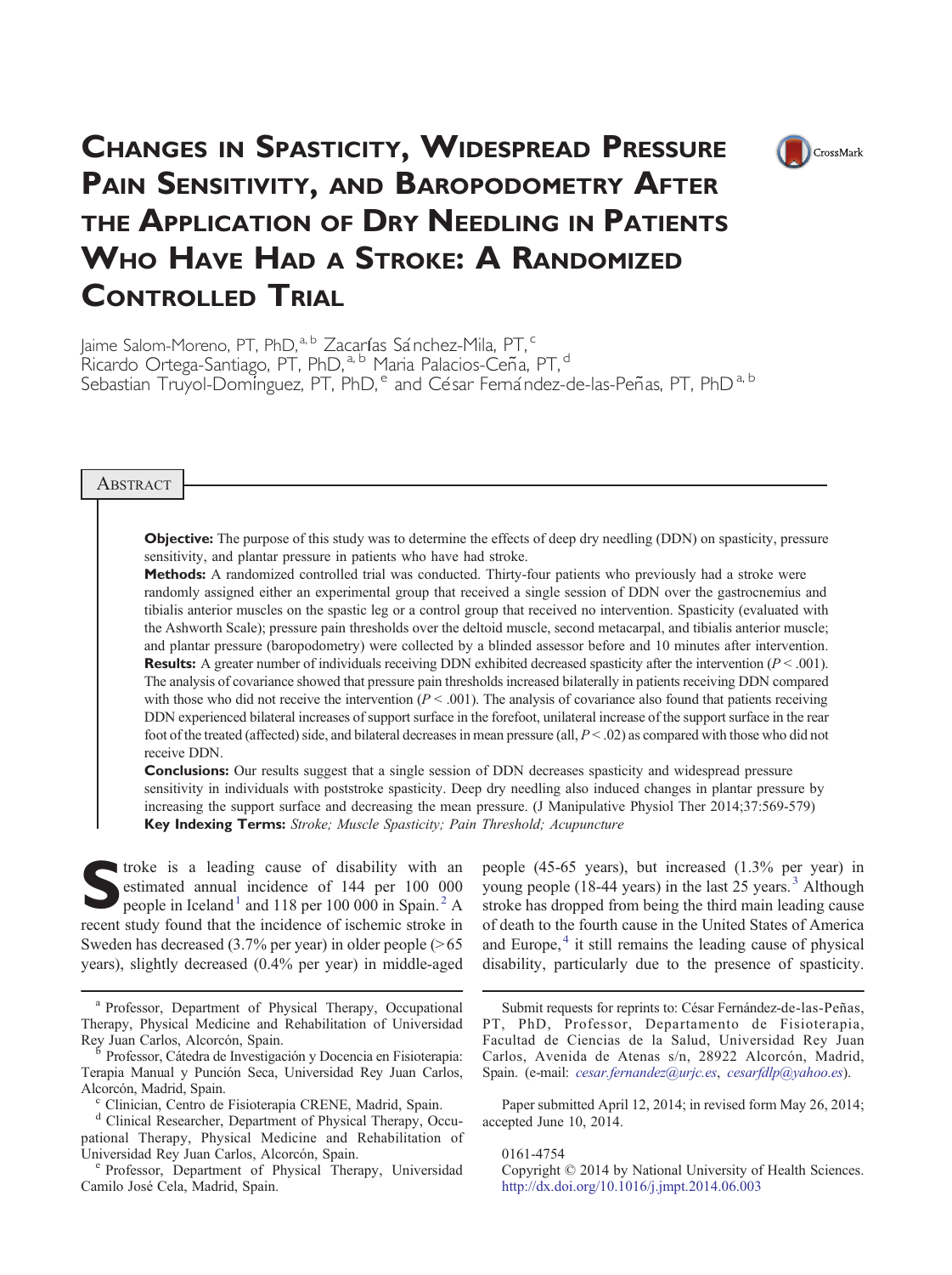# Changes in Spasticity, Widespread Pressure Pain Sensitivity, and Baropodometry After the Application of Dry Needling in Patients Who Have Had a Stroke: A Randomized Controlled Trial

Jaime Salom-Moreno, PT, PhD,[a,b] Zacarías Sánchez-Mila, PT,[c] Ricardo Ortega-Santiago, PT, PhD,[a,b] Maria Palacios-Ceña, PT,[d] Sebastian Truyol-Domínguez, PT, PhD,[e] and César Fernández-de-las-Peñas, PT, PhD[a,b]

## Abstract

**Objective:** The purpose of this study was to determine the effects of deep dry needling (DDN) on spasticity, pressure sensitivity, and plantar pressure in patients who have had stroke.

**Methods:** A randomized controlled trial was conducted. Thirty-four patients who previously had a stroke were randomly assigned either an experimental group that received a single session of DDN over the gastrocnemius and tibialis anterior muscles on the spastic leg or a control group that received no intervention. Spasticity (evaluated with the Ashworth Scale); pressure pain thresholds over the deltoid muscle, second metacarpal, and tibialis anterior muscle; and plantar pressure (baropodometry) were collected by a blinded assessor before and 10 minutes after intervention.

**Results:** A greater number of individuals receiving DDN exhibited decreased spasticity after the intervention ($P < .001$). The analysis of covariance showed that pressure pain thresholds increased bilaterally in patients receiving DDN compared with those who did not receive the intervention ($P < .001$). The analysis of covariance also found that patients receiving DDN experienced bilateral increases of support surface in the forefoot, unilateral increase of the support surface in the rear foot of the treated (affected) side, and bilateral decreases in mean pressure (all, $P < .02$) as compared with those who did not receive DDN.

**Conclusions:** Our results suggest that a single session of DDN decreases spasticity and widespread pressure sensitivity in individuals with poststroke spasticity. Deep dry needling also induced changes in plantar pressure by increasing the support surface and decreasing the mean pressure. (J Manipulative Physiol Ther 2014;37:569-579)

**Key Indexing Terms:** *Stroke; Muscle Spasticity; Pain Threshold; Acupuncture*

Stroke is a leading cause of disability with an estimated annual incidence of 144 per 100 000 people in Iceland[1] and 118 per 100 000 in Spain.[2] A recent study found that the incidence of ischemic stroke in Sweden has decreased (3.7% per year) in older people (>65 years), slightly decreased (0.4% per year) in middle-aged people (45-65 years), but increased (1.3% per year) in young people (18-44 years) in the last 25 years.[3] Although stroke has dropped from being the third main leading cause of death to the fourth cause in the United States of America and Europe,[4] it still remains the leading cause of physical disability, particularly due to the presence of spasticity.

---

[a] Professor, Department of Physical Therapy, Occupational Therapy, Physical Medicine and Rehabilitation of Universidad Rey Juan Carlos, Alcorcón, Spain.

[b] Professor, Cátedra de Investigación y Docencia en Fisioterapia: Terapia Manual y Punción Seca, Universidad Rey Juan Carlos, Alcorcón, Madrid, Spain.

[c] Clinician, Centro de Fisioterapia CRENE, Madrid, Spain.

[d] Clinical Researcher, Department of Physical Therapy, Occupational Therapy, Physical Medicine and Rehabilitation of Universidad Rey Juan Carlos, Alcorcón, Spain.

[e] Professor, Department of Physical Therapy, Universidad Camilo José Cela, Madrid, Spain.

Submit requests for reprints to: César Fernández-de-las-Peñas, PT, PhD, Professor, Departamento de Fisioterapia, Facultad de Ciencias de la Salud, Universidad Rey Juan Carlos, Avenida de Atenas s/n, 28922 Alcorcón, Madrid, Spain. (e-mail: cesar.fernandez@urjc.es, cesarfdlp@yahoo.es).

Paper submitted April 12, 2014; in revised form May 26, 2014; accepted June 10, 2014.

0161-4754

Copyright © 2014 by National University of Health Sciences.

http://dx.doi.org/10.1016/j.jmpt.2014.06.003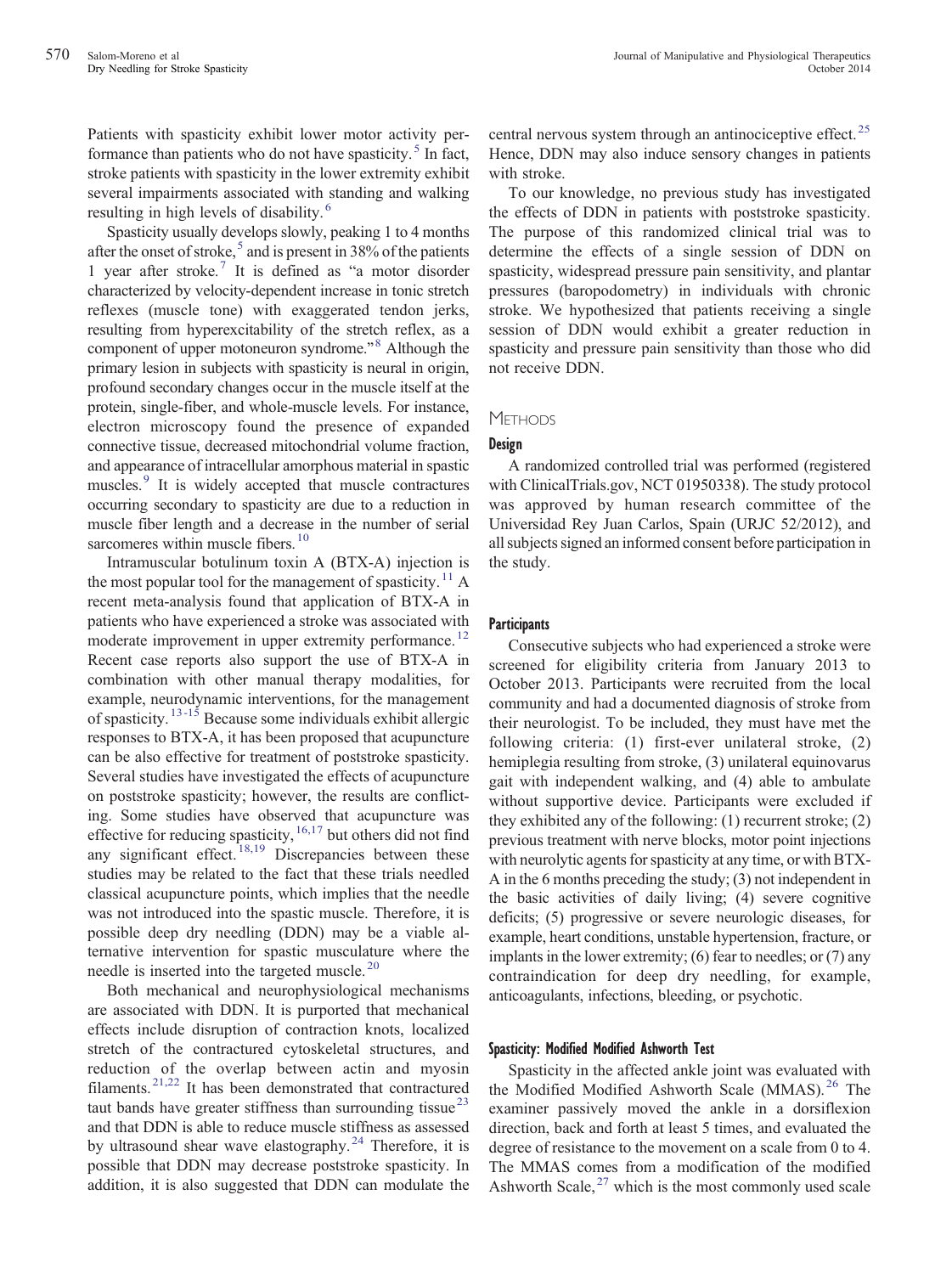Patients with spasticity exhibit lower motor activity performance than patients who do not have spasticity.[5] In fact, stroke patients with spasticity in the lower extremity exhibit several impairments associated with standing and walking resulting in high levels of disability.[6]

Spasticity usually develops slowly, peaking 1 to 4 months after the onset of stroke,[5] and is present in 38% of the patients 1 year after stroke.[7] It is defined as "a motor disorder characterized by velocity-dependent increase in tonic stretch reflexes (muscle tone) with exaggerated tendon jerks, resulting from hyperexcitability of the stretch reflex, as a component of upper motoneuron syndrome."[8] Although the primary lesion in subjects with spasticity is neural in origin, profound secondary changes occur in the muscle itself at the protein, single-fiber, and whole-muscle levels. For instance, electron microscopy found the presence of expanded connective tissue, decreased mitochondrial volume fraction, and appearance of intracellular amorphous material in spastic muscles.[9] It is widely accepted that muscle contractures occurring secondary to spasticity are due to a reduction in muscle fiber length and a decrease in the number of serial sarcomeres within muscle fibers.[10]

Intramuscular botulinum toxin A (BTX-A) injection is the most popular tool for the management of spasticity.[11] A recent meta-analysis found that application of BTX-A in patients who have experienced a stroke was associated with moderate improvement in upper extremity performance.[12] Recent case reports also support the use of BTX-A in combination with other manual therapy modalities, for example, neurodynamic interventions, for the management of spasticity.[13-15] Because some individuals exhibit allergic responses to BTX-A, it has been proposed that acupuncture can be also effective for treatment of poststroke spasticity. Several studies have investigated the effects of acupuncture on poststroke spasticity; however, the results are conflicting. Some studies have observed that acupuncture was effective for reducing spasticity,[16,17] but others did not find any significant effect.[18,19] Discrepancies between these studies may be related to the fact that these trials needled classical acupuncture points, which implies that the needle was not introduced into the spastic muscle. Therefore, it is possible deep dry needling (DDN) may be a viable alternative intervention for spastic musculature where the needle is inserted into the targeted muscle.[20]

Both mechanical and neurophysiological mechanisms are associated with DDN. It is purported that mechanical effects include disruption of contraction knots, localized stretch of the contractured cytoskeletal structures, and reduction of the overlap between actin and myosin filaments.[21,22] It has been demonstrated that contractured taut bands have greater stiffness than surrounding tissue[23] and that DDN is able to reduce muscle stiffness as assessed by ultrasound shear wave elastography.[24] Therefore, it is possible that DDN may decrease poststroke spasticity. In addition, it is also suggested that DDN can modulate the central nervous system through an antinociceptive effect.[25] Hence, DDN may also induce sensory changes in patients with stroke.

To our knowledge, no previous study has investigated the effects of DDN in patients with poststroke spasticity. The purpose of this randomized clinical trial was to determine the effects of a single session of DDN on spasticity, widespread pressure pain sensitivity, and plantar pressures (baropodometry) in individuals with chronic stroke. We hypothesized that patients receiving a single session of DDN would exhibit a greater reduction in spasticity and pressure pain sensitivity than those who did not receive DDN.

## Methods

### Design

A randomized controlled trial was performed (registered with ClinicalTrials.gov, NCT 01950338). The study protocol was approved by human research committee of the Universidad Rey Juan Carlos, Spain (URJC 52/2012), and all subjects signed an informed consent before participation in the study.

### Participants

Consecutive subjects who had experienced a stroke were screened for eligibility criteria from January 2013 to October 2013. Participants were recruited from the local community and had a documented diagnosis of stroke from their neurologist. To be included, they must have met the following criteria: (1) first-ever unilateral stroke, (2) hemiplegia resulting from stroke, (3) unilateral equinovarus gait with independent walking, and (4) able to ambulate without supportive device. Participants were excluded if they exhibited any of the following: (1) recurrent stroke; (2) previous treatment with nerve blocks, motor point injections with neurolytic agents for spasticity at any time, or with BTX-A in the 6 months preceding the study; (3) not independent in the basic activities of daily living; (4) severe cognitive deficits; (5) progressive or severe neurologic diseases, for example, heart conditions, unstable hypertension, fracture, or implants in the lower extremity; (6) fear to needles; or (7) any contraindication for deep dry needling, for example, anticoagulants, infections, bleeding, or psychotic.

### Spasticity: Modified Modified Ashworth Test

Spasticity in the affected ankle joint was evaluated with the Modified Modified Ashworth Scale (MMAS).[26] The examiner passively moved the ankle in a dorsiflexion direction, back and forth at least 5 times, and evaluated the degree of resistance to the movement on a scale from 0 to 4. The MMAS comes from a modification of the modified Ashworth Scale,[27] which is the most commonly used scale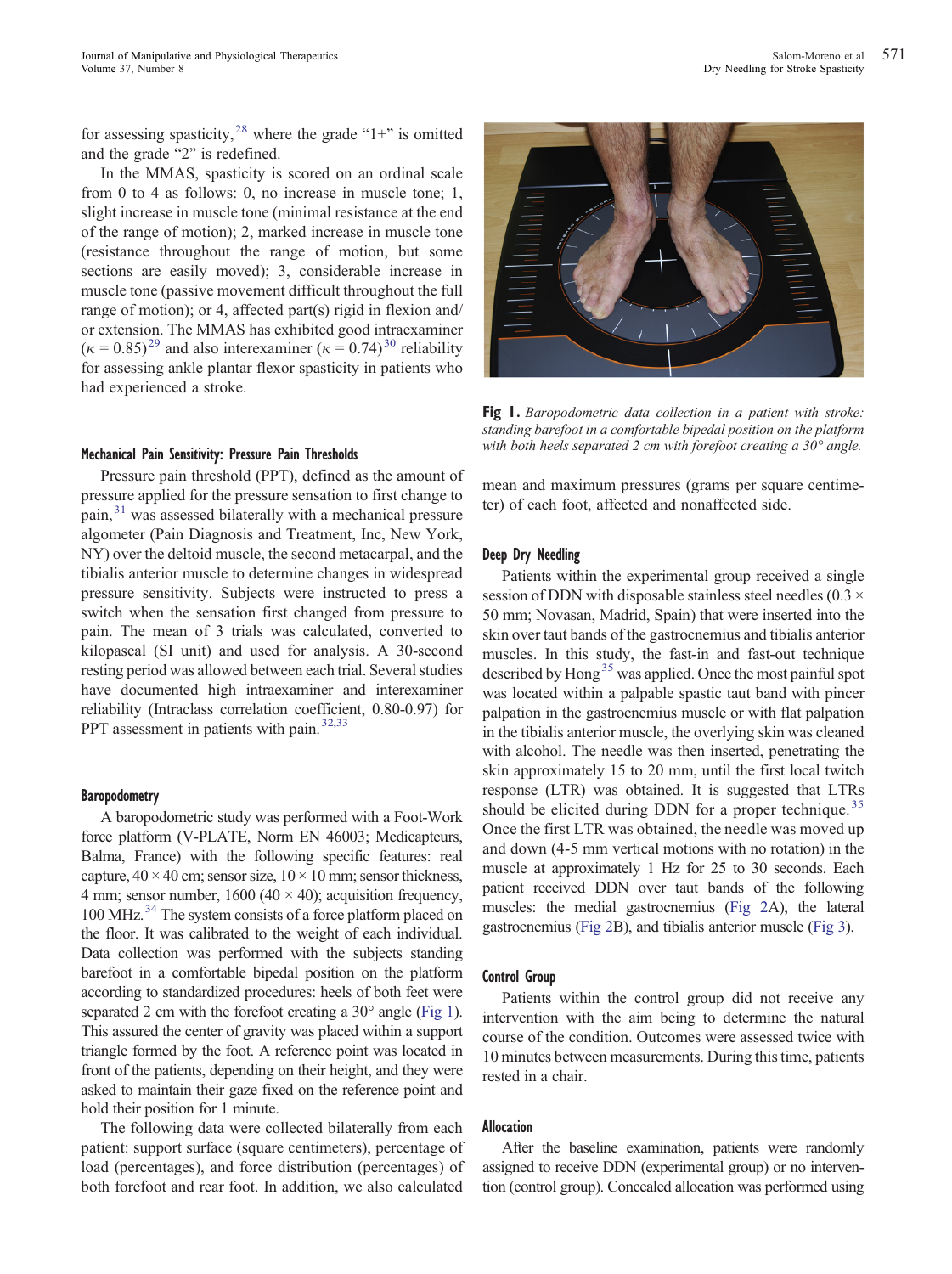for assessing spasticity,[28] where the grade "1+" is omitted and the grade "2" is redefined.

In the MMAS, spasticity is scored on an ordinal scale from 0 to 4 as follows: 0, no increase in muscle tone; 1, slight increase in muscle tone (minimal resistance at the end of the range of motion); 2, marked increase in muscle tone (resistance throughout the range of motion, but some sections are easily moved); 3, considerable increase in muscle tone (passive movement difficult throughout the full range of motion); or 4, affected part(s) rigid in flexion and/or extension. The MMAS has exhibited good intraexaminer ($\kappa = 0.85$)[29] and also interexaminer ($\kappa = 0.74$)[30] reliability for assessing ankle plantar flexor spasticity in patients who had experienced a stroke.

### Mechanical Pain Sensitivity: Pressure Pain Thresholds

Pressure pain threshold (PPT), defined as the amount of pressure applied for the pressure sensation to first change to pain,[31] was assessed bilaterally with a mechanical pressure algometer (Pain Diagnosis and Treatment, Inc, New York, NY) over the deltoid muscle, the second metacarpal, and the tibialis anterior muscle to determine changes in widespread pressure sensitivity. Subjects were instructed to press a switch when the sensation first changed from pressure to pain. The mean of 3 trials was calculated, converted to kilopascal (SI unit) and used for analysis. A 30-second resting period was allowed between each trial. Several studies have documented high intraexaminer and interexaminer reliability (Intraclass correlation coefficient, 0.80-0.97) for PPT assessment in patients with pain.[32,33]

### Baropodometry

A baropodometric study was performed with a Foot-Work force platform (V-PLATE, Norm EN 46003; Medicapteurs, Balma, France) with the following specific features: real capture, 40 × 40 cm; sensor size, 10 × 10 mm; sensor thickness, 4 mm; sensor number, 1600 (40 × 40); acquisition frequency, 100 MHz.[34] The system consists of a force platform placed on the floor. It was calibrated to the weight of each individual. Data collection was performed with the subjects standing barefoot in a comfortable bipedal position on the platform according to standardized procedures: heels of both feet were separated 2 cm with the forefoot creating a 30° angle (Fig 1). This assured the center of gravity was placed within a support triangle formed by the foot. A reference point was located in front of the patients, depending on their height, and they were asked to maintain their gaze fixed on the reference point and hold their position for 1 minute.

The following data were collected bilaterally from each patient: support surface (square centimeters), percentage of load (percentages), and force distribution (percentages) of both forefoot and rear foot. In addition, we also calculated mean and maximum pressures (grams per square centimeter) of each foot, affected and nonaffected side.

**Fig 1.** *Baropodometric data collection in a patient with stroke: standing barefoot in a comfortable bipedal position on the platform with both heels separated 2 cm with forefoot creating a 30° angle.*

### Deep Dry Needling

Patients within the experimental group received a single session of DDN with disposable stainless steel needles (0.3 × 50 mm; Novasan, Madrid, Spain) that were inserted into the skin over taut bands of the gastrocnemius and tibialis anterior muscles. In this study, the fast-in and fast-out technique described by Hong[35] was applied. Once the most painful spot was located within a palpable spastic taut band with pincer palpation in the gastrocnemius muscle or with flat palpation in the tibialis anterior muscle, the overlying skin was cleaned with alcohol. The needle was then inserted, penetrating the skin approximately 15 to 20 mm, until the first local twitch response (LTR) was obtained. It is suggested that LTRs should be elicited during DDN for a proper technique.[35] Once the first LTR was obtained, the needle was moved up and down (4-5 mm vertical motions with no rotation) in the muscle at approximately 1 Hz for 25 to 30 seconds. Each patient received DDN over taut bands of the following muscles: the medial gastrocnemius (Fig 2A), the lateral gastrocnemius (Fig 2B), and tibialis anterior muscle (Fig 3).

### Control Group

Patients within the control group did not receive any intervention with the aim being to determine the natural course of the condition. Outcomes were assessed twice with 10 minutes between measurements. During this time, patients rested in a chair.

### Allocation

After the baseline examination, patients were randomly assigned to receive DDN (experimental group) or no intervention (control group). Concealed allocation was performed using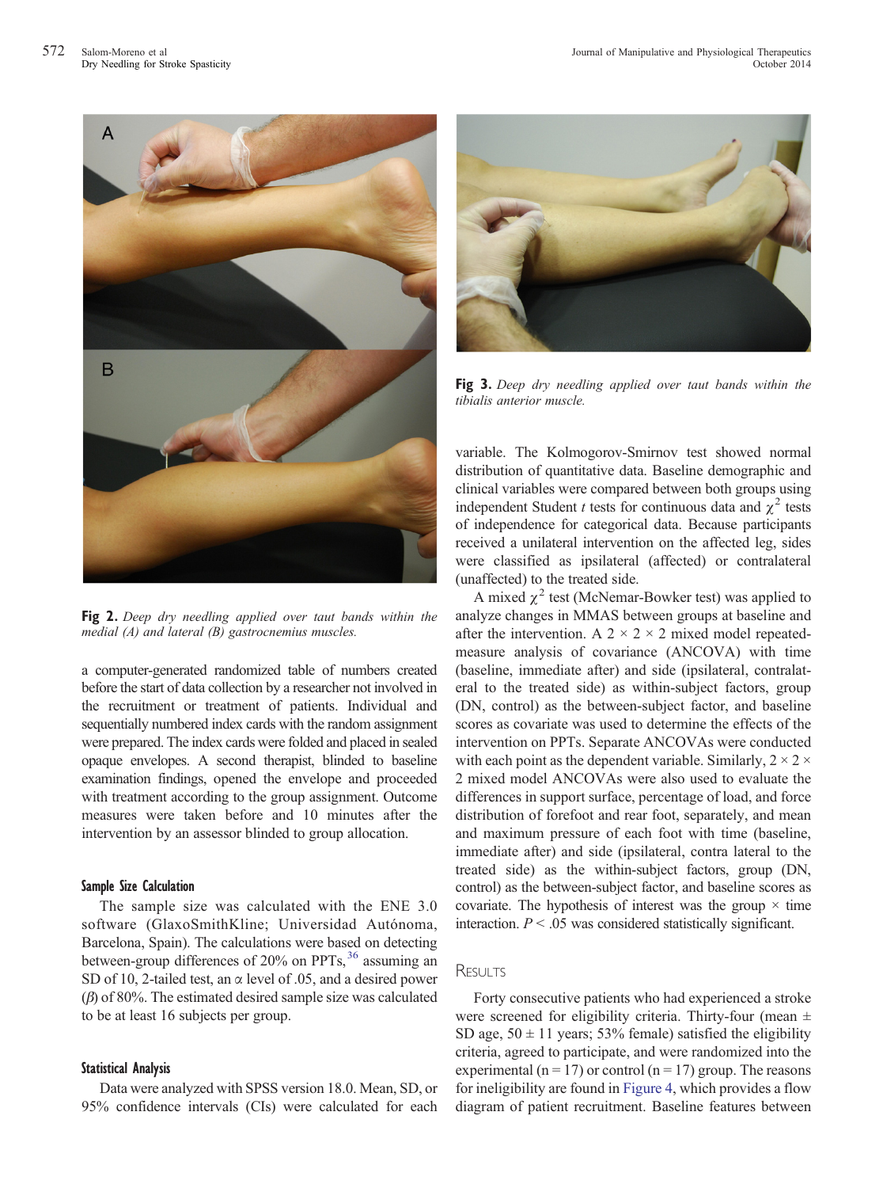Fig 2. *Deep dry needling applied over taut bands within the medial (A) and lateral (B) gastrocnemius muscles.*

Fig 3. *Deep dry needling applied over taut bands within the tibialis anterior muscle.*

a computer-generated randomized table of numbers created before the start of data collection by a researcher not involved in the recruitment or treatment of patients. Individual and sequentially numbered index cards with the random assignment were prepared. The index cards were folded and placed in sealed opaque envelopes. A second therapist, blinded to baseline examination findings, opened the envelope and proceeded with treatment according to the group assignment. Outcome measures were taken before and 10 minutes after the intervention by an assessor blinded to group allocation.

### Sample Size Calculation

The sample size was calculated with the ENE 3.0 software (GlaxoSmithKline; Universidad Autónoma, Barcelona, Spain). The calculations were based on detecting between-group differences of 20% on PPTs,[36] assuming an SD of 10, 2-tailed test, an $\alpha$ level of .05, and a desired power ($\beta$) of 80%. The estimated desired sample size was calculated to be at least 16 subjects per group.

### Statistical Analysis

Data were analyzed with SPSS version 18.0. Mean, SD, or 95% confidence intervals (CIs) were calculated for each variable. The Kolmogorov-Smirnov test showed normal distribution of quantitative data. Baseline demographic and clinical variables were compared between both groups using independent Student *t* tests for continuous data and $\chi^2$ tests of independence for categorical data. Because participants received a unilateral intervention on the affected leg, sides were classified as ipsilateral (affected) or contralateral (unaffected) to the treated side.

A mixed $\chi^2$ test (McNemar-Bowker test) was applied to analyze changes in MMAS between groups at baseline and after the intervention. A 2 × 2 × 2 mixed model repeated-measure analysis of covariance (ANCOVA) with time (baseline, immediate after) and side (ipsilateral, contralateral to the treated side) as within-subject factors, group (DN, control) as the between-subject factor, and baseline scores as covariate was used to determine the effects of the intervention on PPTs. Separate ANCOVAs were conducted with each point as the dependent variable. Similarly, 2 × 2 × 2 mixed model ANCOVAs were also used to evaluate the differences in support surface, percentage of load, and force distribution of forefoot and rear foot, separately, and mean and maximum pressure of each foot with time (baseline, immediate after) and side (ipsilateral, contra lateral to the treated side) as the within-subject factors, group (DN, control) as the between-subject factor, and baseline scores as covariate. The hypothesis of interest was the group × time interaction. $P < .05$ was considered statistically significant.

## Results

Forty consecutive patients who had experienced a stroke were screened for eligibility criteria. Thirty-four (mean ± SD age, 50 ± 11 years; 53% female) satisfied the eligibility criteria, agreed to participate, and were randomized into the experimental (n = 17) or control (n = 17) group. The reasons for ineligibility are found in Figure 4, which provides a flow diagram of patient recruitment. Baseline features between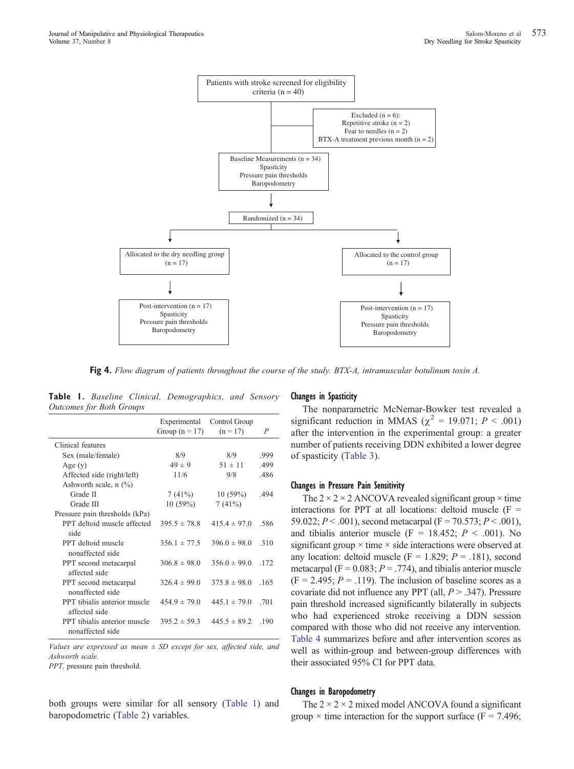Patients with stroke screened for eligibility criteria (n = 40)

Excluded (n = 6):
Repetitive stroke (n = 2)
Fear to needles (n = 2)
BTX-A treatment previous month (n = 2)

Baseline Measurements (n = 34)
Spasticity
Pressure pain thresholds
Baropodometry

Randomized (n = 34)

Allocated to the dry needling group (n = 17)

Allocated to the control group (n = 17)

Post-intervention (n = 17)
Spasticity
Pressure pain thresholds
Baropodometry

Post-intervention (n = 17)
Spasticity
Pressure pain thresholds
Baropodometry

**Fig 4.** *Flow diagram of patients throughout the course of the study. BTX-A, intramuscular botulinum toxin A.*

**Table 1.** *Baseline Clinical, Demographics, and Sensory Outcomes for Both Groups*

| | Experimental Group (n = 17) | Control Group (n = 17) | P |
|---|---|---|---|
| Clinical features | | | |
| Sex (male/female) | 8/9 | 8/9 | .999 |
| Age (y) | 49 ± 9 | 51 ± 11 | .499 |
| Affected side (right/left) | 11/6 | 9/8 | .486 |
| Ashworth scale, n (%) | | | |
| Grade II | 7 (41%) | 10 (59%) | .494 |
| Grade III | 10 (59%) | 7 (41%) | |
| Pressure pain thresholds (kPa) | | | |
| PPT deltoid muscle affected side | 395.5 ± 78.8 | 415.4 ± 97.0 | .586 |
| PPT deltoid muscle nonaffected side | 356.1 ± 77.5 | 396.0 ± 98.0 | .310 |
| PPT second metacarpal affected side | 306.8 ± 98.0 | 356.0 ± 99.0 | .172 |
| PPT second metacarpal nonaffected side | 326.4 ± 99.0 | 375.8 ± 98.0 | .165 |
| PPT tibialis anterior muscle affected side | 454.9 ± 79.0 | 445.1 ± 79.0 | .701 |
| PPT tibialis anterior muscle nonaffected side | 395.2 ± 59.3 | 445.5 ± 89.2 | .190 |

*Values are expressed as mean ± SD except for sex, affected side, and Ashworth scale.*
*PPT, pressure pain threshold.*

both groups were similar for all sensory (Table 1) and baropodometric (Table 2) variables.

### Changes in Spasticity

The nonparametric McNemar-Bowker test revealed a significant reduction in MMAS ($\chi^2$ = 19.071; $P$ < .001) after the intervention in the experimental group: a greater number of patients receiving DDN exhibited a lower degree of spasticity (Table 3).

### Changes in Pressure Pain Sensitivity

The 2 × 2 × 2 ANCOVA revealed significant group × time interactions for PPT at all locations: deltoid muscle (F = 59.022; $P$ < .001), second metacarpal (F = 70.573; $P$ < .001), and tibialis anterior muscle (F = 18.452; $P$ < .001). No significant group × time × side interactions were observed at any location: deltoid muscle (F = 1.829; $P$ = .181), second metacarpal (F = 0.083; $P$ = .774), and tibialis anterior muscle (F = 2.495; $P$ = .119). The inclusion of baseline scores as a covariate did not influence any PPT (all, $P$ > .347). Pressure pain threshold increased significantly bilaterally in subjects who had experienced stroke receiving a DDN session compared with those who did not receive any intervention. Table 4 summarizes before and after intervention scores as well as within-group and between-group differences with their associated 95% CI for PPT data.

### Changes in Baropodometry

The 2 × 2 × 2 mixed model ANCOVA found a significant group × time interaction for the support surface (F = 7.496;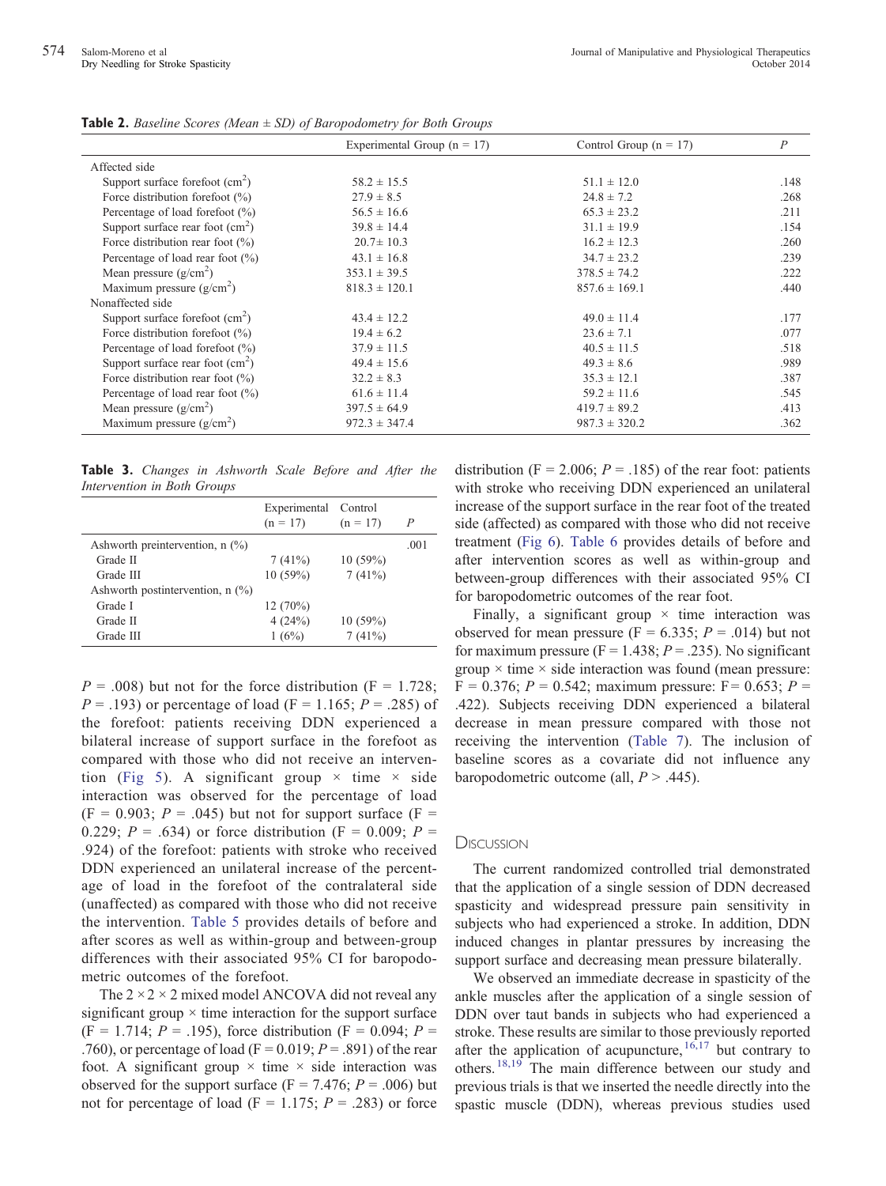**Table 2.** *Baseline Scores (Mean ± SD) of Baropodometry for Both Groups*

| | Experimental Group (n = 17) | Control Group (n = 17) | P |
|---|---|---|---|
| Affected side | | | |
| Support surface forefoot ($cm^2$) | 58.2 ± 15.5 | 51.1 ± 12.0 | .148 |
| Force distribution forefoot (%) | 27.9 ± 8.5 | 24.8 ± 7.2 | .268 |
| Percentage of load forefoot (%) | 56.5 ± 16.6 | 65.3 ± 23.2 | .211 |
| Support surface rear foot ($cm^2$) | 39.8 ± 14.4 | 31.1 ± 19.9 | .154 |
| Force distribution rear foot (%) | 20.7± 10.3 | 16.2 ± 12.3 | .260 |
| Percentage of load rear foot (%) | 43.1 ± 16.8 | 34.7 ± 23.2 | .239 |
| Mean pressure ($g/cm^2$) | 353.1 ± 39.5 | 378.5 ± 74.2 | .222 |
| Maximum pressure ($g/cm^2$) | 818.3 ± 120.1 | 857.6 ± 169.1 | .440 |
| Nonaffected side | | | |
| Support surface forefoot ($cm^2$) | 43.4 ± 12.2 | 49.0 ± 11.4 | .177 |
| Force distribution forefoot (%) | 19.4 ± 6.2 | 23.6 ± 7.1 | .077 |
| Percentage of load forefoot (%) | 37.9 ± 11.5 | 40.5 ± 11.5 | .518 |
| Support surface rear foot ($cm^2$) | 49.4 ± 15.6 | 49.3 ± 8.6 | .989 |
| Force distribution rear foot (%) | 32.2 ± 8.3 | 35.3 ± 12.1 | .387 |
| Percentage of load rear foot (%) | 61.6 ± 11.4 | 59.2 ± 11.6 | .545 |
| Mean pressure ($g/cm^2$) | 397.5 ± 64.9 | 419.7 ± 89.2 | .413 |
| Maximum pressure ($g/cm^2$) | 972.3 ± 347.4 | 987.3 ± 320.2 | .362 |

**Table 3.** *Changes in Ashworth Scale Before and After the Intervention in Both Groups*

| | Experimental (n = 17) | Control (n = 17) | P |
|---|---|---|---|
| Ashworth preintervention, n (%) | | | .001 |
| Grade II | 7 (41%) | 10 (59%) | |
| Grade III | 10 (59%) | 7 (41%) | |
| Ashworth postintervention, n (%) | | | |
| Grade I | 12 (70%) | | |
| Grade II | 4 (24%) | 10 (59%) | |
| Grade III | 1 (6%) | 7 (41%) | |

$P = .008$) but not for the force distribution ($F = 1.728$; $P = .193$) or percentage of load ($F = 1.165$; $P = .285$) of the forefoot: patients receiving DDN experienced a bilateral increase of support surface in the forefoot as compared with those who did not receive an intervention (Fig 5). A significant group × time × side interaction was observed for the percentage of load ($F = 0.903$; $P = .045$) but not for support surface ($F = 0.229$; $P = .634$) or force distribution ($F = 0.009$; $P = .924$) of the forefoot: patients with stroke who received DDN experienced an unilateral increase of the percentage of load in the forefoot of the contralateral side (unaffected) as compared with those who did not receive the intervention. Table 5 provides details of before and after scores as well as within-group and between-group differences with their associated 95% CI for baropodometric outcomes of the forefoot.

The 2 × 2 × 2 mixed model ANCOVA did not reveal any significant group × time interaction for the support surface ($F = 1.714$; $P = .195$), force distribution ($F = 0.094$; $P = .760$), or percentage of load ($F = 0.019$; $P = .891$) of the rear foot. A significant group × time × side interaction was observed for the support surface ($F = 7.476$; $P = .006$) but not for percentage of load ($F = 1.175$; $P = .283$) or force distribution ($F = 2.006$; $P = .185$) of the rear foot: patients with stroke who receiving DDN experienced an unilateral increase of the support surface in the rear foot of the treated side (affected) as compared with those who did not receive treatment (Fig 6). Table 6 provides details of before and after intervention scores as well as within-group and between-group differences with their associated 95% CI for baropodometric outcomes of the rear foot.

Finally, a significant group × time interaction was observed for mean pressure ($F = 6.335$; $P = .014$) but not for maximum pressure ($F = 1.438$; $P = .235$). No significant group × time × side interaction was found (mean pressure: $F = 0.376$; $P = 0.542$; maximum pressure: $F= 0.653$; $P = .422$). Subjects receiving DDN experienced a bilateral decrease in mean pressure compared with those not receiving the intervention (Table 7). The inclusion of baseline scores as a covariate did not influence any baropodometric outcome (all, $P > .445$).

## Discussion

The current randomized controlled trial demonstrated that the application of a single session of DDN decreased spasticity and widespread pressure pain sensitivity in subjects who had experienced a stroke. In addition, DDN induced changes in plantar pressures by increasing the support surface and decreasing mean pressure bilaterally.

We observed an immediate decrease in spasticity of the ankle muscles after the application of a single session of DDN over taut bands in subjects who had experienced a stroke. These results are similar to those previously reported after the application of acupuncture,[16,17] but contrary to others.[18,19] The main difference between our study and previous trials is that we inserted the needle directly into the spastic muscle (DDN), whereas previous studies used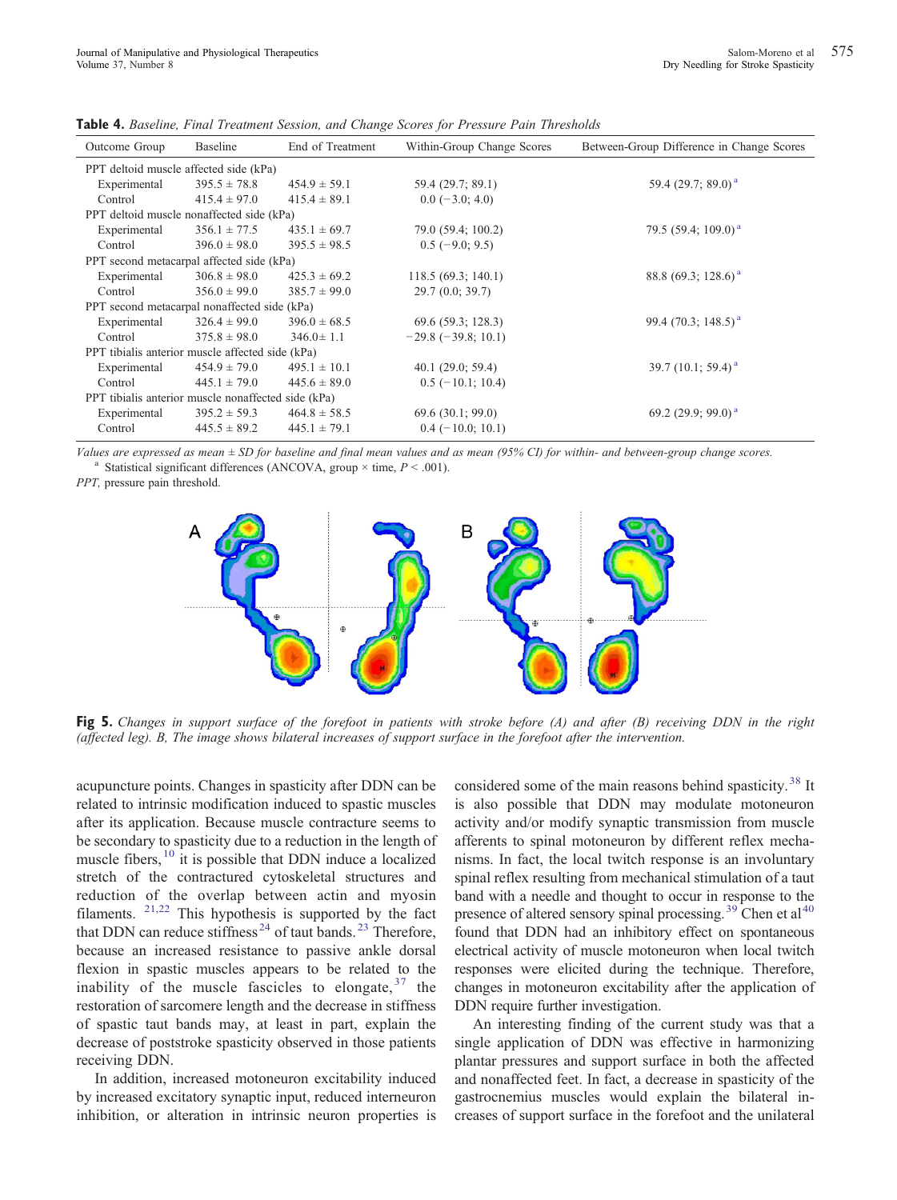**Table 4.** *Baseline, Final Treatment Session, and Change Scores for Pressure Pain Thresholds*

| Outcome Group | Baseline | End of Treatment | Within-Group Change Scores | Between-Group Difference in Change Scores |
|---|---|---|---|---|
| PPT deltoid muscle affected side (kPa) | | | | |
| Experimental | 395.5 ± 78.8 | 454.9 ± 59.1 | 59.4 (29.7; 89.1) | 59.4 (29.7; 89.0) [a] |
| Control | 415.4 ± 97.0 | 415.4 ± 89.1 | 0.0 (−3.0; 4.0) | |
| PPT deltoid muscle nonaffected side (kPa) | | | | |
| Experimental | 356.1 ± 77.5 | 435.1 ± 69.7 | 79.0 (59.4; 100.2) | 79.5 (59.4; 109.0) [a] |
| Control | 396.0 ± 98.0 | 395.5 ± 98.5 | 0.5 (−9.0; 9.5) | |
| PPT second metacarpal affected side (kPa) | | | | |
| Experimental | 306.8 ± 98.0 | 425.3 ± 69.2 | 118.5 (69.3; 140.1) | 88.8 (69.3; 128.6) [a] |
| Control | 356.0 ± 99.0 | 385.7 ± 99.0 | 29.7 (0.0; 39.7) | |
| PPT second metacarpal nonaffected side (kPa) | | | | |
| Experimental | 326.4 ± 99.0 | 396.0 ± 68.5 | 69.6 (59.3; 128.3) | 99.4 (70.3; 148.5) [a] |
| Control | 375.8 ± 98.0 | 346.0± 1.1 | −29.8 (−39.8; 10.1) | |
| PPT tibialis anterior muscle affected side (kPa) | | | | |
| Experimental | 454.9 ± 79.0 | 495.1 ± 10.1 | 40.1 (29.0; 59.4) | 39.7 (10.1; 59.4) [a] |
| Control | 445.1 ± 79.0 | 445.6 ± 89.0 | 0.5 (−10.1; 10.4) | |
| PPT tibialis anterior muscle nonaffected side (kPa) | | | | |
| Experimental | 395.2 ± 59.3 | 464.8 ± 58.5 | 69.6 (30.1; 99.0) | 69.2 (29.9; 99.0) [a] |
| Control | 445.5 ± 89.2 | 445.1 ± 79.1 | 0.4 (−10.0; 10.1) | |

*Values are expressed as mean ± SD for baseline and final mean values and as mean (95% CI) for within- and between-group change scores.*
[a] Statistical significant differences (ANCOVA, group × time, $P < .001$).
*PPT,* pressure pain threshold.

**Fig 5.** *Changes in support surface of the forefoot in patients with stroke before (A) and after (B) receiving DDN in the right (affected leg). B, The image shows bilateral increases of support surface in the forefoot after the intervention.*

acupuncture points. Changes in spasticity after DDN can be related to intrinsic modification induced to spastic muscles after its application. Because muscle contracture seems to be secondary to spasticity due to a reduction in the length of muscle fibers,[10] it is possible that DDN induce a localized stretch of the contracted cytoskeletal structures and reduction of the overlap between actin and myosin filaments.[21,22] This hypothesis is supported by the fact that DDN can reduce stiffness[24] of taut bands.[23] Therefore, because an increased resistance to passive ankle dorsal flexion in spastic muscles appears to be related to the inability of the muscle fascicles to elongate,[37] the restoration of sarcomere length and the decrease in stiffness of spastic taut bands may, at least in part, explain the decrease of poststroke spasticity observed in those patients receiving DDN.

In addition, increased motoneuron excitability induced by increased excitatory synaptic input, reduced interneuron inhibition, or alteration in intrinsic neuron properties is considered some of the main reasons behind spasticity.[38] It is also possible that DDN may modulate motoneuron activity and/or modify synaptic transmission from muscle afferents to spinal motoneuron by different reflex mechanisms. In fact, the local twitch response is an involuntary spinal reflex resulting from mechanical stimulation of a taut band with a needle and thought to occur in response to the presence of altered sensory spinal processing.[39] Chen et al[40] found that DDN had an inhibitory effect on spontaneous electrical activity of muscle motoneuron when local twitch responses were elicited during the technique. Therefore, changes in motoneuron excitability after the application of DDN require further investigation.

An interesting finding of the current study was that a single application of DDN was effective in harmonizing plantar pressures and support surface in both the affected and nonaffected feet. In fact, a decrease in spasticity of the gastrocnemius muscles would explain the bilateral increases of support surface in the forefoot and the unilateral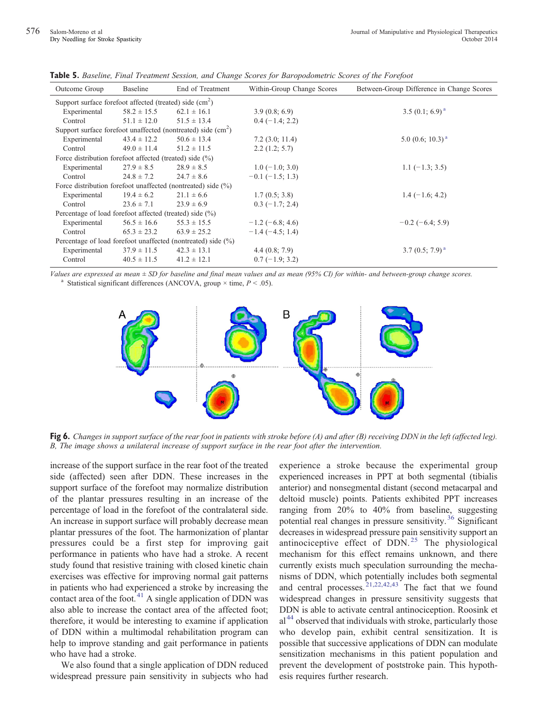**Table 5.** *Baseline, Final Treatment Session, and Change Scores for Baropodometric Scores of the Forefoot*

| Outcome Group | Baseline | End of Treatment | Within-Group Change Scores | Between-Group Difference in Change Scores |
|---|---|---|---|---|
| Support surface forefoot affected (treated) side (cm$^2$) | | | | |
| Experimental | 58.2 ± 15.5 | 62.1 ± 16.1 | 3.9 (0.8; 6.9) | 3.5 (0.1; 6.9) [a] |
| Control | 51.1 ± 12.0 | 51.5 ± 13.4 | 0.4 (−1.4; 2.2) | |
| Support surface forefoot unaffected (nontreated) side (cm$^2$) | | | | |
| Experimental | 43.4 ± 12.2 | 50.6 ± 13.4 | 7.2 (3.0; 11.4) | 5.0 (0.6; 10.3) [a] |
| Control | 49.0 ± 11.4 | 51.2 ± 11.5 | 2.2 (1.2; 5.7) | |
| Force distribution forefoot affected (treated) side (%) | | | | |
| Experimental | 27.9 ± 8.5 | 28.9 ± 8.5 | 1.0 (−1.0; 3.0) | 1.1 (−1.3; 3.5) |
| Control | 24.8 ± 7.2 | 24.7 ± 8.6 | −0.1 (−1.5; 1.3) | |
| Force distribution forefoot unaffected (nontreated) side (%) | | | | |
| Experimental | 19.4 ± 6.2 | 21.1 ± 6.6 | 1.7 (0.5; 3.8) | 1.4 (−1.6; 4.2) |
| Control | 23.6 ± 7.1 | 23.9 ± 6.9 | 0.3 (−1.7; 2.4) | |
| Percentage of load forefoot affected (treated) side (%) | | | | |
| Experimental | 56.5 ± 16.6 | 55.3 ± 15.5 | −1.2 (−6.8; 4.6) | −0.2 (−6.4; 5.9) |
| Control | 65.3 ± 23.2 | 63.9 ± 25.2 | −1.4 (−4.5; 1.4) | |
| Percentage of load forefoot unaffected (nontreated) side (%) | | | | |
| Experimental | 37.9 ± 11.5 | 42.3 ± 13.1 | 4.4 (0.8; 7.9) | 3.7 (0.5; 7.9) [a] |
| Control | 40.5 ± 11.5 | 41.2 ± 12.1 | 0.7 (−1.9; 3.2) | |

*Values are expressed as mean ± SD for baseline and final mean values and as mean (95% CI) for within- and between-group change scores.*
[a] Statistical significant differences (ANCOVA, group × time, $P < .05$).

**Fig 6.** *Changes in support surface of the rear foot in patients with stroke before (A) and after (B) receiving DDN in the left (affected leg). B, The image shows a unilateral increase of support surface in the rear foot after the intervention.*

increase of the support surface in the rear foot of the treated side (affected) seen after DDN. These increases in the support surface of the forefoot may normalize distribution of the plantar pressures resulting in an increase of the percentage of load in the forefoot of the contralateral side. An increase in support surface will probably decrease mean plantar pressures of the foot. The harmonization of plantar pressures could be a first step for improving gait performance in patients who have had a stroke. A recent study found that resistive training with closed kinetic chain exercises was effective for improving normal gait patterns in patients who had experienced a stroke by increasing the contact area of the foot.[41] A single application of DDN was also able to increase the contact area of the affected foot; therefore, it would be interesting to examine if application of DDN within a multimodal rehabilitation program can help to improve standing and gait performance in patients who have had a stroke.

We also found that a single application of DDN reduced widespread pressure pain sensitivity in subjects who had experience a stroke because the experimental group experienced increases in PPT at both segmental (tibialis anterior) and nonsegmental distant (second metacarpal and deltoid muscle) points. Patients exhibited PPT increases ranging from 20% to 40% from baseline, suggesting potential real changes in pressure sensitivity.[36] Significant decreases in widespread pressure pain sensitivity support an antinociceptive effect of DDN.[25] The physiological mechanism for this effect remains unknown, and there currently exists much speculation surrounding the mechanisms of DDN, which potentially includes both segmental and central processes.[21,22,42,43] The fact that we found widespread changes in pressure sensitivity suggests that DDN is able to activate central antinociception. Roosink et al[44] observed that individuals with stroke, particularly those who develop pain, exhibit central sensitization. It is possible that successive applications of DDN can modulate sensitization mechanisms in this patient population and prevent the development of poststroke pain. This hypothesis requires further research.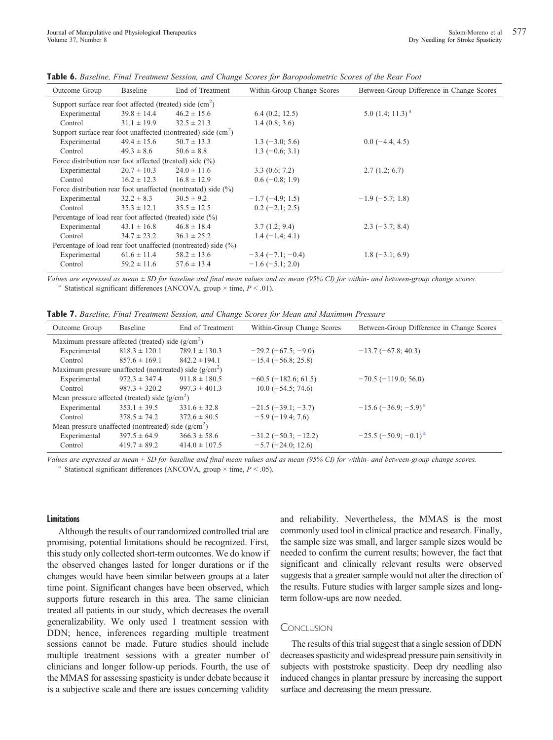**Table 6.** *Baseline, Final Treatment Session, and Change Scores for Baropodometric Scores of the Rear Foot*

| Outcome Group | Baseline | End of Treatment | Within-Group Change Scores | Between-Group Difference in Change Scores |
|---|---|---|---|---|
| Support surface rear foot affected (treated) side ($cm^2$) | | | | |
| Experimental | 39.8 ± 14.4 | 46.2 ± 15.6 | 6.4 (0.2; 12.5) | 5.0 (1.4; 11.3) [a] |
| Control | 31.1 ± 19.9 | 32.5 ± 21.3 | 1.4 (0.8; 3.6) | |
| Support surface rear foot unaffected (nontreated) side ($cm^2$) | | | | |
| Experimental | 49.4 ± 15.6 | 50.7 ± 13.3 | 1.3 (−3.0; 5.6) | 0.0 (−4.4; 4.5) |
| Control | 49.3 ± 8.6 | 50.6 ± 8.8 | 1.3 (−0.6; 3.1) | |
| Force distribution rear foot affected (treated) side (%) | | | | |
| Experimental | 20.7 ± 10.3 | 24.0 ± 11.6 | 3.3 (0.6; 7.2) | 2.7 (1.2; 6.7) |
| Control | 16.2 ± 12.3 | 16.8 ± 12.9 | 0.6 (−0.8; 1.9) | |
| Force distribution rear foot unaffected (nontreated) side (%) | | | | |
| Experimental | 32.2 ± 8.3 | 30.5 ± 9.2 | −1.7 (−4.9; 1.5) | −1.9 (−5.7; 1.8) |
| Control | 35.3 ± 12.1 | 35.5 ± 12.5 | 0.2 (−2.1; 2.5) | |
| Percentage of load rear foot affected (treated) side (%) | | | | |
| Experimental | 43.1 ± 16.8 | 46.8 ± 18.4 | 3.7 (1.2; 9.4) | 2.3 (−3.7; 8.4) |
| Control | 34.7 ± 23.2 | 36.1 ± 25.2 | 1.4 (−1.4; 4.1) | |
| Percentage of load rear foot unaffected (nontreated) side (%) | | | | |
| Experimental | 61.6 ± 11.4 | 58.2 ± 13.6 | −3.4 (−7.1; −0.4) | 1.8 (−3.1; 6.9) |
| Control | 59.2 ± 11.6 | 57.6 ± 13.4 | −1.6 (−5.1; 2.0) | |

*Values are expressed as mean ± SD for baseline and final mean values and as mean (95% CI) for within- and between-group change scores.*
[a] Statistical significant differences (ANCOVA, group × time, $P < .01$).

**Table 7.** *Baseline, Final Treatment Session, and Change Scores for Mean and Maximum Pressure*

| Outcome Group | Baseline | End of Treatment | Within-Group Change Scores | Between-Group Difference in Change Scores |
|---|---|---|---|---|
| Maximum pressure affected (treated) side ($g/cm^2$) | | | | |
| Experimental | 818.3 ± 120.1 | 789.1 ± 130.3 | −29.2 (−67.5; −9.0) | −13.7 (−67.8; 40.3) |
| Control | 857.6 ± 169.1 | 842.2 ±194.1 | −15.4 (−56.8; 25.8) | |
| Maximum pressure unaffected (nontreated) side ($g/cm^2$) | | | | |
| Experimental | 972.3 ± 347.4 | 911.8 ± 180.5 | −60.5 (−182.6; 61.5) | −70.5 (−119.0; 56.0) |
| Control | 987.3 ± 320.2 | 997.3 ± 401.3 | 10.0 (−54.5; 74.6) | |
| Mean pressure affected (treated) side ($g/cm^2$) | | | | |
| Experimental | 353.1 ± 39.5 | 331.6 ± 32.8 | −21.5 (−39.1; −3.7) | −15.6 (−36.9; −5.9) [a] |
| Control | 378.5 ± 74.2 | 372.6 ± 80.5 | −5.9 (−19.4; 7.6) | |
| Mean pressure unaffected (nontreated) side ($g/cm^2$) | | | | |
| Experimental | 397.5 ± 64.9 | 366.3 ± 58.6 | −31.2 (−50.3; −12.2) | −25.5 (−50.9; −0.1) [a] |
| Control | 419.7 ± 89.2 | 414.0 ± 107.5 | −5.7 (−24.0; 12.6) | |

*Values are expressed as mean ± SD for baseline and final mean values and as mean (95% CI) for within- and between-group change scores.*
[a] Statistical significant differences (ANCOVA, group × time, $P < .05$).

### Limitations

Although the results of our randomized controlled trial are promising, potential limitations should be recognized. First, this study only collected short-term outcomes. We do know if the observed changes lasted for longer durations or if the changes would have been similar between groups at a later time point. Significant changes have been observed, which supports future research in this area. The same clinician treated all patients in our study, which decreases the overall generalizability. We only used 1 treatment session with DDN; hence, inferences regarding multiple treatment sessions cannot be made. Future studies should include multiple treatment sessions with a greater number of clinicians and longer follow-up periods. Fourth, the use of the MMAS for assessing spasticity is under debate because it is a subjective scale and there are issues concerning validity and reliability. Nevertheless, the MMAS is the most commonly used tool in clinical practice and research. Finally, the sample size was small, and larger sample sizes would be needed to confirm the current results; however, the fact that significant and clinically relevant results were observed suggests that a greater sample would not alter the direction of the results. Future studies with larger sample sizes and long-term follow-ups are now needed.

## Conclusion

The results of this trial suggest that a single session of DDN decreases spasticity and widespread pressure pain sensitivity in subjects with poststroke spasticity. Deep dry needling also induced changes in plantar pressure by increasing the support surface and decreasing the mean pressure.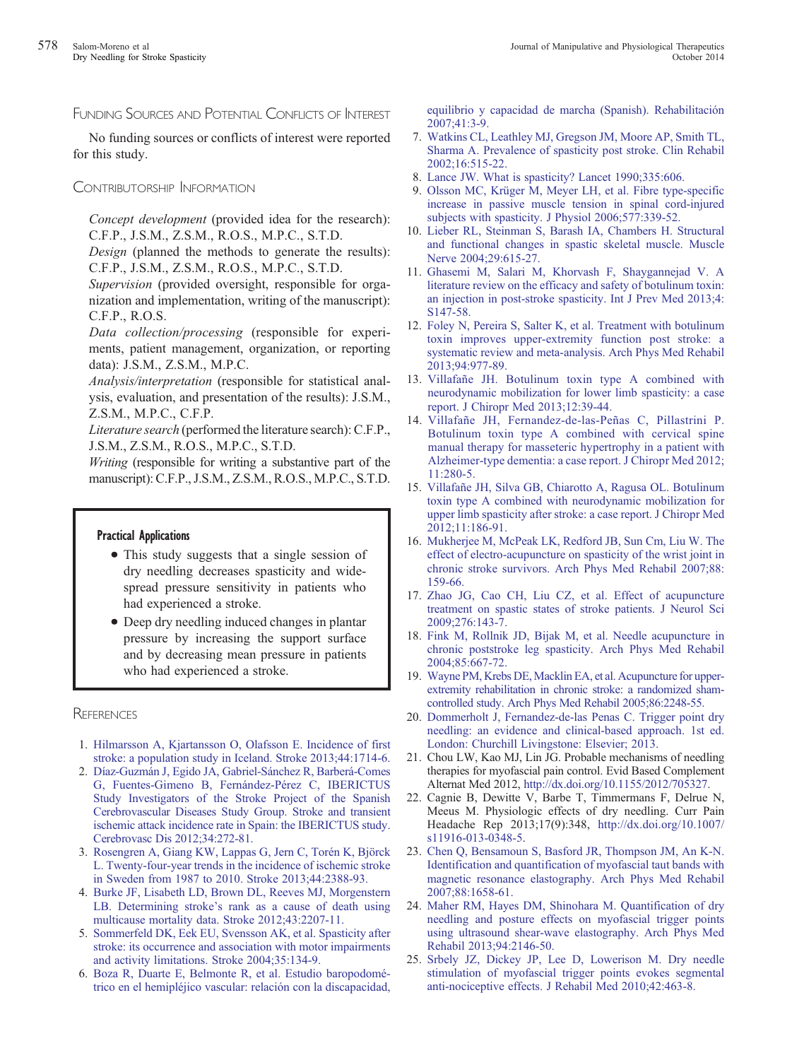## Funding Sources and Potential Conflicts of Interest

No funding sources or conflicts of interest were reported for this study.

## Contributorship Information

*Concept development* (provided idea for the research): C.F.P., J.S.M., Z.S.M., R.O.S., M.P.C., S.T.D.

*Design* (planned the methods to generate the results): C.F.P., J.S.M., Z.S.M., R.O.S., M.P.C., S.T.D.

*Supervision* (provided oversight, responsible for organization and implementation, writing of the manuscript): C.F.P., R.O.S.

*Data collection/processing* (responsible for experiments, patient management, organization, or reporting data): J.S.M., Z.S.M., M.P.C.

*Analysis/interpretation* (responsible for statistical analysis, evaluation, and presentation of the results): J.S.M., Z.S.M., M.P.C., C.F.P.

*Literature search* (performed the literature search): C.F.P., J.S.M., Z.S.M., R.O.S., M.P.C., S.T.D.

*Writing* (responsible for writing a substantive part of the manuscript): C.F.P., J.S.M., Z.S.M., R.O.S., M.P.C., S.T.D.

### Practical Applications

- This study suggests that a single session of dry needling decreases spasticity and widespread pressure sensitivity in patients who had experienced a stroke.
- Deep dry needling induced changes in plantar pressure by increasing the support surface and by decreasing mean pressure in patients who had experienced a stroke.

## References

1. Hilmarsson A, Kjartansson O, Olafsson E. Incidence of first stroke: a population study in Iceland. Stroke 2013;44:1714-6.
2. Díaz-Guzmán J, Egido JA, Gabriel-Sánchez R, Barberá-Comes G, Fuentes-Gimeno B, Fernández-Pérez C, IBERICTUS Study Investigators of the Stroke Project of the Spanish Cerebrovascular Diseases Study Group. Stroke and transient ischemic attack incidence rate in Spain: the IBERICTUS study. Cerebrovasc Dis 2012;34:272-81.
3. Rosengren A, Giang KW, Lappas G, Jern C, Torén K, Björck L. Twenty-four-year trends in the incidence of ischemic stroke in Sweden from 1987 to 2010. Stroke 2013;44:2388-93.
4. Burke JF, Lisabeth LD, Brown DL, Reeves MJ, Morgenstern LB. Determining stroke's rank as a cause of death using multicause mortality data. Stroke 2012;43:2207-11.
5. Sommerfeld DK, Eek EU, Svensson AK, et al. Spasticity after stroke: its occurrence and association with motor impairments and activity limitations. Stroke 2004;35:134-9.
6. Boza R, Duarte E, Belmonte R, et al. Estudio baropodométrico en el hemipléjico vascular: relación con la discapacidad, equilibrio y capacidad de marcha (Spanish). Rehabilitación 2007;41:3-9.
7. Watkins CL, Leathley MJ, Gregson JM, Moore AP, Smith TL, Sharma A. Prevalence of spasticity post stroke. Clin Rehabil 2002;16:515-22.
8. Lance JW. What is spasticity? Lancet 1990;335:606.
9. Olsson MC, Krüger M, Meyer LH, et al. Fibre type-specific increase in passive muscle tension in spinal cord-injured subjects with spasticity. J Physiol 2006;577:339-52.
10. Lieber RL, Steinman S, Barash IA, Chambers H. Structural and functional changes in spastic skeletal muscle. Muscle Nerve 2004;29:615-27.
11. Ghasemi M, Salari M, Khorvash F, Shaygannejad V. A literature review on the efficacy and safety of botulinum toxin: an injection in post-stroke spasticity. Int J Prev Med 2013;4:S147-58.
12. Foley N, Pereira S, Salter K, et al. Treatment with botulinum toxin improves upper-extremity function post stroke: a systematic review and meta-analysis. Arch Phys Med Rehabil 2013;94:977-89.
13. Villafañe JH. Botulinum toxin type A combined with neurodynamic mobilization for lower limb spasticity: a case report. J Chiropr Med 2013;12:39-44.
14. Villafañe JH, Fernandez-de-las-Peñas C, Pillastrini P. Botulinum toxin type A combined with cervical spine manual therapy for masseteric hypertrophy in a patient with Alzheimer-type dementia: a case report. J Chiropr Med 2012;11:280-5.
15. Villafañe JH, Silva GB, Chiarotto A, Ragusa OL. Botulinum toxin type A combined with neurodynamic mobilization for upper limb spasticity after stroke: a case report. J Chiropr Med 2012;11:186-91.
16. Mukherjee M, McPeak LK, Redford JB, Sun Cm, Liu W. The effect of electro-acupuncture on spasticity of the wrist joint in chronic stroke survivors. Arch Phys Med Rehabil 2007;88:159-66.
17. Zhao JG, Cao CH, Liu CZ, et al. Effect of acupuncture treatment on spastic states of stroke patients. J Neurol Sci 2009;276:143-7.
18. Fink M, Rollnik JD, Bijak M, et al. Needle acupuncture in chronic poststroke leg spasticity. Arch Phys Med Rehabil 2004;85:667-72.
19. Wayne PM, Krebs DE, Macklin EA, et al. Acupuncture for upper-extremity rehabilitation in chronic stroke: a randomized sham-controlled study. Arch Phys Med Rehabil 2005;86:2248-55.
20. Dommerholt J, Fernandez-de-las Penas C. Trigger point dry needling: an evidence and clinical-based approach. 1st ed. London: Churchill Livingstone: Elsevier; 2013.
21. Chou LW, Kao MJ, Lin JG. Probable mechanisms of needling therapies for myofascial pain control. Evid Based Complement Alternat Med 2012, http://dx.doi.org/10.1155/2012/705327.
22. Cagnie B, Dewitte V, Barbe T, Timmermans F, Delrue N, Meeus M. Physiologic effects of dry needling. Curr Pain Headache Rep 2013;17(9):348, http://dx.doi.org/10.1007/s11916-013-0348-5.
23. Chen Q, Bensamoun S, Basford JR, Thompson JM, An K-N. Identification and quantification of myofascial taut bands with magnetic resonance elastography. Arch Phys Med Rehabil 2007;88:1658-61.
24. Maher RM, Hayes DM, Shinohara M. Quantification of dry needling and posture effects on myofascial trigger points using ultrasound shear-wave elastography. Arch Phys Med Rehabil 2013;94:2146-50.
25. Srbely JZ, Dickey JP, Lee D, Lowerison M. Dry needle stimulation of myofascial trigger points evokes segmental anti-nociceptive effects. J Rehabil Med 2010;42:463-8.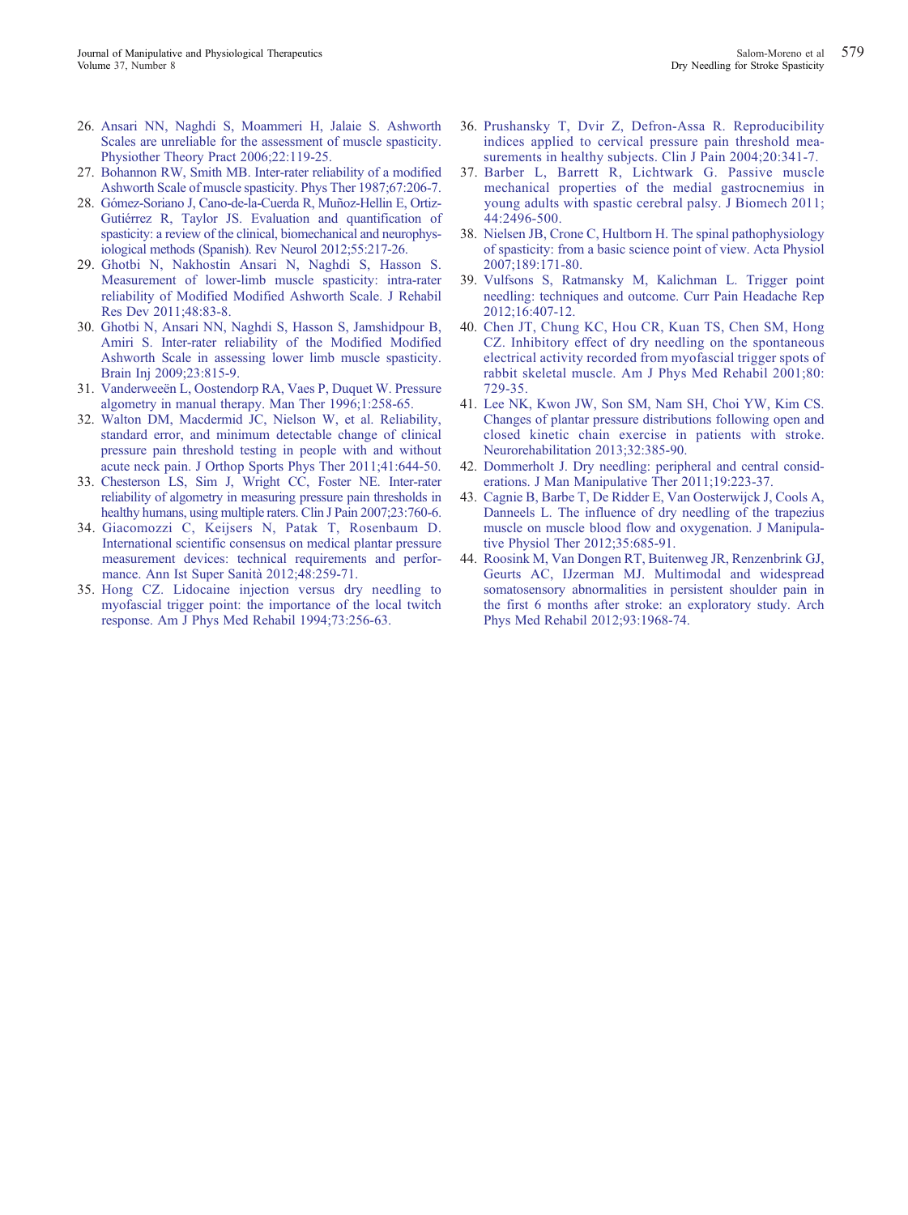26. Ansari NN, Naghdi S, Moammeri H, Jalaie S. Ashworth Scales are unreliable for the assessment of muscle spasticity. Physiother Theory Pract 2006;22:119-25.
27. Bohannon RW, Smith MB. Inter-rater reliability of a modified Ashworth Scale of muscle spasticity. Phys Ther 1987;67:206-7.
28. Gómez-Soriano J, Cano-de-la-Cuerda R, Muñoz-Hellin E, Ortiz-Gutiérrez R, Taylor JS. Evaluation and quantification of spasticity: a review of the clinical, biomechanical and neurophysiological methods (Spanish). Rev Neurol 2012;55:217-26.
29. Ghotbi N, Nakhostin Ansari N, Naghdi S, Hasson S. Measurement of lower-limb muscle spasticity: intra-rater reliability of Modified Modified Ashworth Scale. J Rehabil Res Dev 2011;48:83-8.
30. Ghotbi N, Ansari NN, Naghdi S, Hasson S, Jamshidpour B, Amiri S. Inter-rater reliability of the Modified Modified Ashworth Scale in assessing lower limb muscle spasticity. Brain Inj 2009;23:815-9.
31. Vanderweeën L, Oostendorp RA, Vaes P, Duquet W. Pressure algometry in manual therapy. Man Ther 1996;1:258-65.
32. Walton DM, Macdermid JC, Nielson W, et al. Reliability, standard error, and minimum detectable change of clinical pressure pain threshold testing in people with and without acute neck pain. J Orthop Sports Phys Ther 2011;41:644-50.
33. Chesterson LS, Sim J, Wright CC, Foster NE. Inter-rater reliability of algometry in measuring pressure pain thresholds in healthy humans, using multiple raters. Clin J Pain 2007;23:760-6.
34. Giacomozzi C, Keijsers N, Patak T, Rosenbaum D. International scientific consensus on medical plantar pressure measurement devices: technical requirements and performance. Ann Ist Super Sanità 2012;48:259-71.
35. Hong CZ. Lidocaine injection versus dry needling to myofascial trigger point: the importance of the local twitch response. Am J Phys Med Rehabil 1994;73:256-63.
36. Prushansky T, Dvir Z, Defron-Assa R. Reproducibility indices applied to cervical pressure pain threshold measurements in healthy subjects. Clin J Pain 2004;20:341-7.
37. Barber L, Barrett R, Lichtwark G. Passive muscle mechanical properties of the medial gastrocnemius in young adults with spastic cerebral palsy. J Biomech 2011;44:2496-500.
38. Nielsen JB, Crone C, Hultborn H. The spinal pathophysiology of spasticity: from a basic science point of view. Acta Physiol 2007;189:171-80.
39. Vulfsons S, Ratmansky M, Kalichman L. Trigger point needling: techniques and outcome. Curr Pain Headache Rep 2012;16:407-12.
40. Chen JT, Chung KC, Hou CR, Kuan TS, Chen SM, Hong CZ. Inhibitory effect of dry needling on the spontaneous electrical activity recorded from myofascial trigger spots of rabbit skeletal muscle. Am J Phys Med Rehabil 2001;80:729-35.
41. Lee NK, Kwon JW, Son SM, Nam SH, Choi YW, Kim CS. Changes of plantar pressure distributions following open and closed kinetic chain exercise in patients with stroke. Neurorehabilitation 2013;32:385-90.
42. Dommerholt J. Dry needling: peripheral and central considerations. J Man Manipulative Ther 2011;19:223-37.
43. Cagnie B, Barbe T, De Ridder E, Van Oosterwijck J, Cools A, Danneels L. The influence of dry needling of the trapezius muscle on muscle blood flow and oxygenation. J Manipulative Physiol Ther 2012;35:685-91.
44. Roosink M, Van Dongen RT, Buitenweg JR, Renzenbrink GJ, Geurts AC, IJzerman MJ. Multimodal and widespread somatosensory abnormalities in persistent shoulder pain in the first 6 months after stroke: an exploratory study. Arch Phys Med Rehabil 2012;93:1968-74.